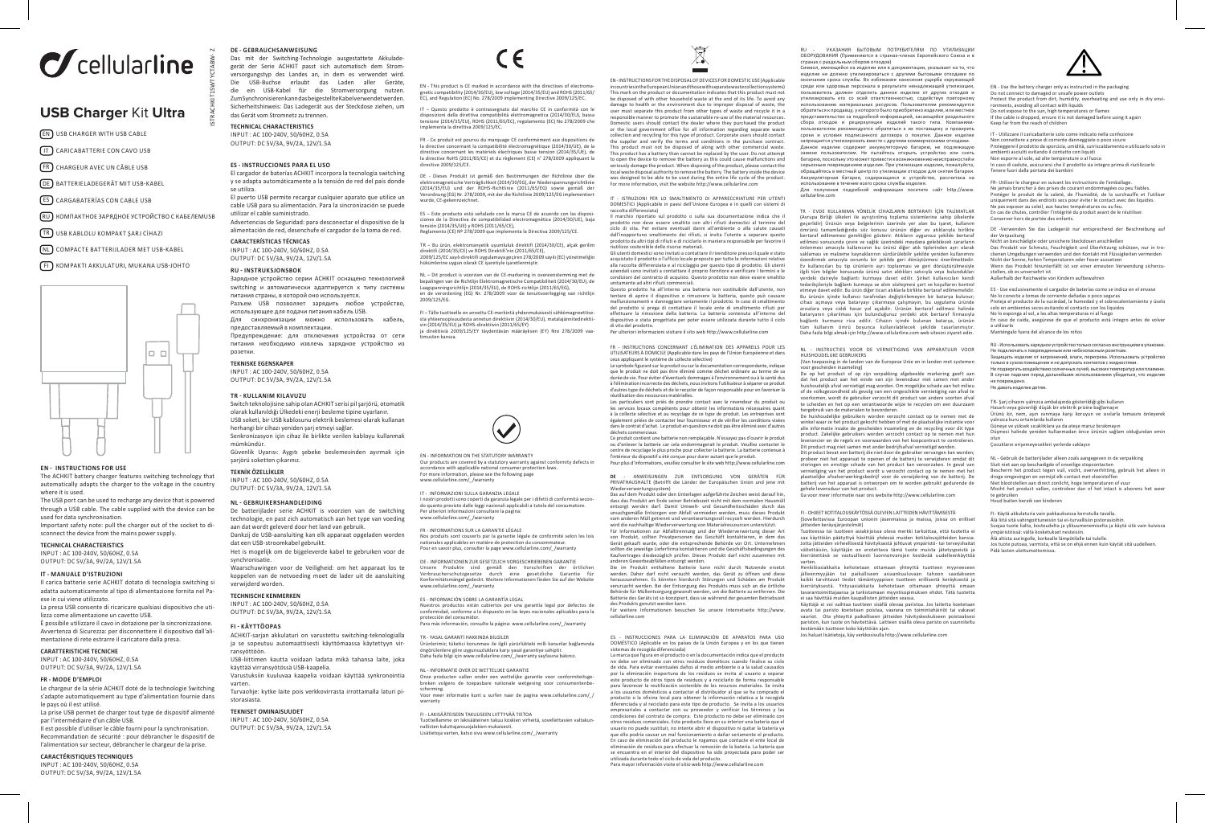# cellularline

## USB Charger Kit Ultra

- EN USB CHARGER WITH USB CABLE
- IT CARICABATTERIE CON CAVO USB
- FR CHARGEUR AVEC UN CÂBLE USB
- DE BATTERIELADEGERÄT MIT USB-KABEL
- ES CARGABATERÍAS CON CABLE USB
- RU КОМПАКТНОЕ ЗАРЯДНОЕ УСТРОЙСТВО С КАБЕЛЕМUSB
- TR USB KABLOLU KOMPAKT ŞARJ CİHAZI
- NL COMPACTE BATTERIJLADER MET USB-KABEL
- FI KOMPAKTI AKKULATURI, MUKANA USB-JOHTO

### EN - INSTRUCTIONS FOR USE

The ACHKIT battery charger features switching technology that automatically adapts the charger to the voltage in the country where it is used.

The USB port can be used to recharge any device that is powered through a USB cable. The cable supplied with the device can be used for data synchronisation.

Important safety note: pull the charger out of the socket to disconnect the device from the mains power supply.

**TECHNICAL CHARACTERISTICS**

INPUT : AC 100-240V, 50/60HZ, 0.5A
OUTPUT: DC 5V/3A, 9V/2A, 12V/1.5A

### IT - MANUALE D'ISTRUZIONI

Il carica batterie serie ACHKIT dotato di tecnologia switching si adatta automaticamente al tipo di alimentazione fornita nel Paese in cui viene utilizzato.

La presa USB consente di ricaricare qualsiasi dispositivo che utilizza come alimentazione un cavetto USB.

È possibile utilizzare il cavo in dotazione per la sincronizzazione.

Avvertenza di Sicurezza: per disconnettere il dispositivo dall'alimentazione di rete estrarre il caricatore dalla presa.

**CARATTERISTICHE TECNICHE**

INPUT : AC 100-240V, 50/60HZ, 0.5A
OUTPUT: DC 5V/3A, 9V/2A, 12V/1.5A

### FR - MODE D'EMPLOI

Le chargeur de la série ACHKIT doté de la technologie Switching s'adapte automatiquement au type d'alimentation fournie dans le pays où il est utilisé.

La prise USB permet de charger tout type de dispositif alimenté par l'intermédiaire d'un câble USB.

Il est possible d'utiliser le câble fourni pour la synchronisation.

Recommandation de sécurité : pour débrancher le dispositif de l'alimentation sur secteur, débrancher le chargeur de la prise.

**CARACTÉRISTIQUES TECHNIQUES**

INPUT : AC 100-240V, 50/60HZ, 0.5A
OUTPUT: DC 5V/3A, 9V/2A, 12V/1.5A

### DE - GEBRAUCHSANWEISUNG

Das mit der Switching-Technologie ausgestattete Akkuladegerät der Serie ACHKIT passt sich automatisch dem Stromversorgungstyp des Landes an, in dem es verwendet wird. Die USB-Buchse erlaubt das Laden aller Geräte, die ein USB-Kabel für die Stromversorgung nutzen. Zum Synchronisieren kann das beigestellte Kabel verwendet werden. Sicherheitshinweis: Das Ladegerät aus der Steckdose ziehen, um das Gerät vom Stromnetz zu trennen.

**TECHNICAL CHARACTERISTICS**

INPUT : AC 100-240V, 50/60HZ, 0.5A
OUTPUT: DC 5V/3A, 9V/2A, 12V/1.5A

### ES - INSTRUCCIONES PARA EL USO

El cargador de baterías ACHKIT incorpora la tecnología switching y se adapta automáticamente a la tensión de red del país donde se utiliza.

El puerto USB permite recargar cualquier aparato que utilice un cable USB para su alimentación. Para la sincronización se puede utilizar el cable suministrado.

Advertencias de Seguridad: para desconectar el dispositivo de la alimentación de red, desenchufe el cargador de la toma de red.

**CARACTERÍSTICAS TÉCNICAS**

INPUT : AC 100-240V, 50/60HZ, 0.5A
OUTPUT: DC 5V/3A, 9V/2A, 12V/1.5A

### RU - INSTRUKSJONSBOK

Зарядное устройство серии ACHKIT оснащено технологией switching и автоматически адаптируется к типу системы питания страны, в которой оно используется.

Разъем USB позволяет зарядить любое устройство, использующее для подачи питания кабель USB.

Для синхронизации можно использовать кабель, предоставляемый в комплектации.

Предупреждение: для отключения устройства от сети питания необходимо извлечь зарядное устройство из розетки.

**TEKNISKE EGENSKAPER**

INPUT : AC 100-240V, 50/60HZ, 0.5A
OUTPUT: DC 5V/3A, 9V/2A, 12V/1.5A

### TR - KULLANIM KILAVUZU

Switch teknolojisine sahip olan ACHKIT serisi pil şarjörü, otomatik olarak kullanıldığı Ülkedeki enerji besleme tipine uyarlanır.

USB soketi, bir USB kablosunu elektrik beslemesi olarak kullanan herhangi bir cihazı yeniden şarj etmeyi sağlar.

Senkronizasyon için cihaz ile birlikte verilen kabloyu kullanmak mümkündür.

Güvenlik Uyarısı: Aygıtı şebeke beslemesinden ayırmak için şarjörü soketten çıkarınız.

**TEKNİK ÖZELLİKLER**

INPUT : AC 100-240V, 50/60HZ, 0.5A
OUTPUT: DC 5V/3A, 9V/2A, 12V/1.5A

### NL - GEBRUIKERSHANDLEIDING

De batterijlader serie ACHKIT is voorzien van de switching technologie, en past zich automatisch aan het type van voeding aan dat wordt geleverd door het land van gebruik.

Dankzij de USB-aansluiting kan elk apparaat opgeladen worden dat een USB-stroomkabel gebruikt.

Het is mogelijk om de bijgeleverde kabel te gebruiken voor de synchronisatie.

Waarschuwingen voor de Veiligheid: om het apparaat los te koppelen van de netvoeding moet de lader uit de aansluiting verwijderd worden.

**TECHNISCHE KENMERKEN**

INPUT : AC 100-240V, 50/60HZ, 0.5A
OUTPUT: DC 5V/3A, 9V/2A, 12V/1.5A

### FI - KÄYTTÖOPAS

ACHKIT-sarjan akkulaturi on varustettu switching-teknologialla ja se sopeutuu automaattisesti käyttömaassa käytettyyn virransyöttöön.

USB-liittimen kautta voidaan ladata mikä tahansa laite, joka käyttää virransyöttössä USB-kaapelia.

Varustuksiin kuuluvaa kaapelia voidaan käyttää synkronointia varten.

Turvaohje: kytke laite pois verkkovirrasta irrottamalla laturi pistorasiasta.

**TEKNISET OMINAISUUDET**

INPUT : AC 100-240V, 50/60HZ, 0.5A
OUTPUT: DC 5V/3A, 9V/2A, 12V/1.5A

---

CE

EN - This product is CE marked in accordance with the directives of electromagnetic compatibility (2014/30/EU), low voltage (2014/35/EU) and ROHS (2011/65/EC), and Regulation (EC) No. 278/2009 implementing Directive 2009/125/EC.

IT – Questo prodotto è contrassegnato dal marchio CE in conformità con le disposizioni della direttiva compatibilità elettromagnetica (2014/30/UE), bassa tensione (2014/35/EU), ROHS (2011/65/EC), regolamento (EC) No 278/2009 che implementa la direttiva 2009/125/EC.

FR - Ce produit est pourvu du marquage CE conformément aux dispositions de la directive concernant la compatibilité électromagnétique (2014/30/UE), de la directive concernant les matériels électriques basse tension (2014/35/UE), de la directive RoHS (2011/65/CE) et du règlement (CE) n° 278/2009 appliquant la directive 2009/125/CE.

DE - Dieses Produkt ist gemäß den Bestimmungen der Richtlinie über die elektromagnetische Verträglichkeit (2014/30/EU), der Niederspannungsrichtlinie (2014/35/EU) und der ROHS-Richtlinie (2011/65/EG) sowie gemäß der Verordnung (EG) Nr. 278/2009, mit der die Richtlinie 2009/125/EG implementiert wurde, CE-gekennzeichnet.

ES – Este producto está señalado con la marca CE de acuerdo con las disposiciones de la Directiva de compatibilidad electromagnética (2014/30/UE), baja tensión (2014/35/UE) y ROHS (2011/65/CE), Reglamento (CE) Nº 278/2009 que implementa la Directiva 2009/125/CE.

TR – Bu ürün, elektromanyetik uyumluluk direktifi (2014/30/CE), alçak gerilim direktifi (2014/35/CE) ve ROHS direktifi'nin (2011/65/CE), 2009/125/EC sayılı direktifi uygulamaya geçiren 278/2009 sayılı (EC) yönetmeliğin hükümlerine uygun olarak CE işaretiyle işaretlenmiştir.

NL – Dit product is voorzien van de CE-markering in overeenstemming met de bepalingen van de Richtlijn Elektromagnetische Compatibiliteit (2014/30/EU), de Laagspanningsrichtlijn (2014/35/EU), de ROHS-richtlijn (2011/65/EG), en de verordening (EG) Nr. 278/2009 voor de tenuitvoerlegging van richtlijn 2009/125/EG.

FI – Tälle tuotteelle on annettu CE-merkintä yhdenmukaisesti sähkömagneettisesta yhteensopivuudesta annetun direktiivin (2014/30/EU), matalajännitedirektiivin (2014/35/EU) ja ROHS-direktiivin (2011/65/EY) ja direktiiviä 2009/125/EY täydentävän määräyksen (EY) Nro 278/2009 vaatimusten kanssa.

EN - INFORMATION ON THE STATUTORY WARRANTY
Our products are covered by a statutory warranty against conformity defects in accordance with applicable national consumer protection laws.
For more information, please see the following page
www.cellularline.com/_/warranty

IT - INFORMAZIONI SULLA GARANZIA LEGALE
I nostri prodotti sono coperti da garanzia legale per i difetti di conformità secondo quanto previsto dalle leggi nazionali applicabili a tutela del consumatore.
Per ulteriori informazioni consultare la pagina:
www.cellularline.com/_/warranty

FR - INFORMATIONS SUR LA GARANTIE LÉGALE
Nos produits sont couverts par la garantie légale de conformité selon les lois nationales applicables en matière de protection du consommateur.
Pour en savoir plus, consultez la page www.cellularline.com/_/warranty

DE - INFORMATIONEN ZUR GESETZLICH VORGESCHRIEBENEN GARANTIE
Unsere Produkte sind gemäß den Vorschriften der örtlichen Verbraucherschutzgesetze durch eine gesetzliche Garantie für Konformitätsmängel gedeckt. Weitere Informationen finden Sie auf der Website www.cellularline.com/_/warranty

ES - INFORMACIÓN SOBRE LA GARANTÍA LEGAL
Nuestros productos están cubiertos por una garantía legal por defectos de conformidad, conforme a lo dispuesto en las leyes nacionales aplicables para la protección del consumidor.
Para más información, consulte la página: www.cellularline.com/_/warranty

TR - YASAL GARANTİ HAKKINDA BİLGİLER
Ürünlerimiz; tüketici korunması ile ilgili yürürlükteki milli kanunlar bağlamında öngörülenlere göre uygunsuzluklara karşı yasal garantiye sahiptir.
Daha fazla bilgi için www.cellularline.com/_/warranty sayfasına bakınız.

NL - INFORMATIE OVER DE WETTELIJKE GARANTIE
Onze producten vallen onder een wettelijke garantie voor conformiteitsgebreken volgens de toepasbare nationale wetgeving voor consumentenbescherming.
Voor meer informatie kunt u surfen naar de pagina www.cellularline.com/_/warranty

FI - LAKISÄÄTEISEEN TAKUUSEEN LIITTYVÄÄ TIETOA
Tuotteillamme on lakisääteinen takuu koskien virheitä, sovellettavien valtakunnallisten kuluttajansuojalakien mukaisesti.
Lisätietoja varten, katso sivu www.cellularline.com/_/warranty

---

EN - INSTRUCTIONS FOR THE DISPOSAL OF DEVICES FOR DOMESTIC USE (Applicable in countries in the European Union and those with separate waste collection systems)
This mark on the product or documentation indicates that this product must not be disposed of with other household waste at the end of its life. To avoid any damage to health or the environment due to improper disposal of waste, the user must separate this product from other types of waste and recycle it in a responsible manner to promote the sustainable re-use of the material resources. Domestic users should contact the dealer where they purchased the product or the local government office for all information regarding separate waste collection and recycling for this type of product. Corporate users should contact the supplier and verify the terms and conditions in the purchase contract. This product must not be disposed of along with other commercial waste. This product has a battery that cannot be replaced by the user. Do not attempt to open the device to remove the battery as this could cause malfunctions and seriously damage the product. When disposing of the product, please contact the local waste disposal authority to remove the battery. The battery inside the device was designed to be able to be used during the entire life cycle of the product. For more information, visit the website http://www.cellularline.com

IT - ISTRUZIONI PER LO SMALTIMENTO DI APPARECCHIATURE PER UTENTI DOMESTICI (Applicabile in paesi dell'Unione Europea e in quelli con sistemi di raccolta differenziata)
Il marchio riportato sul prodotto o sulla sua documentazione indica che il prodotto non deve essere smaltito con altri rifiuti domestici al termine del ciclo di vita. Per evitare eventuali danni all'ambiente o alla salute causati dall'inopportuno smaltimento dei rifiuti, si invita l'utente a separare questo prodotto da altri tipi di rifiuti e di riciclarlo in maniera responsabile per favorire il riutilizzo sostenibile delle risorse materiali.
Gli utenti domestici sono invitati a contattare il rivenditore presso il quale è stato acquistato il prodotto o l'ufficio locale preposto per tutte le informazioni relative alla raccolta differenziata e al riciclaggio per questo tipo di prodotto. Gli utenti aziendali sono invitati a contattare il proprio fornitore e verificare i termini e le condizioni del contratto di acquisto. Questo prodotto non deve essere smaltito unitamente ad altri rifiuti commerciali.
Questo prodotto ha all'interno una batteria non sostituibile dall'utente, non tentare di aprire il dispositivo e rimuovere la batteria, questo può causare malfunzionamenti e danneggiare seriamente il prodotto. In caso di smaltimento del prodotto si prega di contattare il locale ente di smaltimento rifiuti per effettuare la rimozione della batteria. La batteria contenuta all'interno del dispositivo è stata progettata per poter essere utilizzata durante tutto il ciclo di vita del prodotto.
Per ulteriori informazioni visitare il sito web http://www.cellularline.com

FR - INSTRUCTIONS CONCERNANT L'ÉLIMINATION DES APPAREILS POUR LES UTILISATEURS À DOMICILE (Applicable dans les pays de l'Union Européenne et dans ceux appliquant le système de collecte sélective)
Le symbole figurant sur le produit ou sur la documentation correspondante, indique que le produit ne doit pas être éliminé comme déchet ordinaire au terme de sa durée de vie. Pour éviter d'éventuels dommages à l'environnement ou à la santé dus à l'élimination incorrecte des déchets, nous invitons l'utilisateur à séparer ce produit d'autres types de déchets et de le recycler de façon responsable pour en favoriser la réutilisation des ressources matérielles.
Les particuliers sont priés de prendre contact avec le revendeur du produit ou les services locaux compétents pour obtenir les informations nécessaires quant à la collecte sélective et au recyclage de ce type de produit. Les entreprises sont également priées de contacter leur fournisseur et de vérifier les conditions visées dans le contrat d'achat. Le produit en question ne doit pas être éliminé avec d'autres déchets commerciaux.
Ce produit contient une batterie non remplaçable. N'essayez pas d'ouvrir le produit ou d'enlever la batterie car cela endommagerait le produit. Veuillez contacter le centre de recyclage le plus proche pour collecter la batterie. La batterie contenue à l'intérieur du dispositif a été conçue pour durer autant que le produit.
Pour plus d'informations, veuillez consulter le site web http://www.cellularline.com

DE - ANWEISUNGEN ZUR ENTSORGUNG VON GERÄTEN FÜR PRIVATHAUSHALTE (Betrifft die Länder der Europäischen Union und jene mit Wiederverwertungssystem)
Das auf dem Produkt oder den Unterlagen aufgeführte Zeichen weist darauf hin, dass das Produkt am Ende seiner Betriebszeit nicht mit dem normalen Hausmüll entsorgt werden darf. Damit Umwelt- und Gesundheitsschäden durch das unsachgemäße Entsorgen von Abfall vermieden werden, muss dieses Produkt vom anderen Müll getrennt und verantwortungsvoll recycelt werden. Hierdurch wird die nachhaltige Wiederverwertung von Materialressourcen unterstützt.
Für Informationen zur Abfalltrennung und der Wiederverwertung dieser Art von Produkt, sollten Privatpersonen den Geschäft kontaktieren, in dem das Gerät gekauft wurde, oder die entsprechende Behörde vor Ort. Unternehmen sollten die jeweilige Lieferfirma kontaktieren und die Geschäftsbedingungen des Kaufvertrages diesbezüglich prüfen. Dieses Produkt darf nicht zusammen mit anderem Gewerbeabfällen entsorgt werden.
Die im Produkt enthaltene Batterie kann nicht durch Nutzende ersetzt werden. Daher darf nicht versucht werden, das Gerät zu öffnen und diese herauszunehmen. Es könnten dadurch Störungen und Schäden an dem Produkt verursacht werden. Bei der Entsorgung des Produkts muss sich an die örtliche Behörde für Müllentsorgung gewandt werden, um die Batterie zu entfernen. Die Batterie des Geräts ist so konzipiert, dass sie während der gesamten Betriebszeit des Produkts genutzt werden kann.
Für weitere Informationen besuchen Sie unsere Internetseite http://www.cellularline.com

ES - INSTRUCCIONES PARA LA ELIMINACIÓN DE APARATOS PARA USO DOMÉSTICO (Aplicable en los países de la Unión Europea y en los que tienen sistemas de recogida diferenciada)
La marca que figura en el producto o en la documentación indica que el producto no debe ser eliminado con otros residuos domésticos cuando finalice su ciclo de vida. Para evitar eventuales daños al medio ambiente o a la salud causados por la eliminación inoportuna de los residuos se invita al usuario a separar este producto de otros tipos de residuos y a reciclarlo de forma responsable para favorecer la reutilización sostenible de los recursos materiales. Se invita a los usuarios domésticos a contactar el distribuidor al que se ha comprado el producto o la oficina local para obtener la información relativa a la recogida diferenciada y el reciclado para este tipo de producto. Se invita a los usuarios empresariales a contactar con su proveedor y verificar los términos y las condiciones del contrato de compra. Este producto no debe ser eliminado con otros residuos comerciales. Este producto lleva en su interior una batería que el usuario no puede sustituir, no intente abrir el dispositivo ni quitar la batería ya que ello podría causar un mal funcionamiento o dañar seriamente el producto. En caso de eliminación del producto le rogamos que contacte el ente local de eliminación de residuos para efectuar la remoción de la batería. La batería que se encuentra en el interior del dispositivo ha sido proyectada para poder ser utilizada durante todo el ciclo de vida del producto.
Para mayor información visite el sitio web http://www.cellularline.com

---

RU - УКАЗАНИЯ ВЫВОДОМ ПОТРЕБИТЕЛЯМ ПО УТИЛИЗАЦИИ ОБОРУДОВАНИЯ (Применяется в странах-членах Европейского Союза и в странах с раздельным сбором отходов)
Символ, имеющийся на изделии или в документации, указывает на то, что изделие не должно утилизироваться с другими бытовыми отходами по окончании срока службы. Во избежание нанесения ущерба окружающей среде или здоровью персонала в результате ненадлежащей утилизации, пользователь должен отделить данное изделие от других отходов и утилизировать его со всей ответственностью, содействуя повторному использованию материальных ресурсов. Пользователям рекомендуется обратиться к продавцу, у которого было приобретено изделие, или местное представительство за подробной информацией, касающейся раздельного сбора отходов и рециркуляции изделий такого типа. Компаниям-пользователям рекомендуется обратиться к их поставщику и проверить сроки и условия подписанного договора о покупке. Данное изделие запрещается утилизировать вместе с другими коммерческими отходами.
Данное изделие содержит аккумуляторную батарею, не подлежащую замене пользователем. Не пытайтесь открыть устройство или снять батарею, поскольку это может привести к возникновению неисправностей и серьезным повреждениям изделия. При утилизации изделия, пожалуйста, обращайтесь в местный центр по утилизации отходов для снятия батареи. Аккумуляторная батарея, содержащаяся в устройстве, рассчитана на использование в течение всего срока службы изделия.
Для получения подробной информации посетите сайт http://www.cellularline.com

TR - EVDE KULLANIMA YÖNELİK CİHAZLARIN BERTARAFI İÇİN TALİMATLAR (Avrupa Birliği ülkeleri ile ayrıştırma toplama sistemlerine sahip ülkelerde geçerlidir)
Ürünün veya belgelerinin üzerinde yer alan bu işaret, kullanım ömrünü tamamladığında söz konusu ürünün diğer ev atıklarıyla birlikte bertaraf edilmemesi gerektiğini gösterir. Atıkların uygunsuz şekilde bertaraf edilmesi sonucunda çevre ve sağlık üzerindeki meydana gelebilecek zararların önlenmesi amacıyla kullanıcının bu ürünü diğer atık tiplerinden ayrı olarak saklaması ve malzeme kaynaklarının sürdürülebilir şekilde yeniden kullanımını özendirmek amacıyla sorumlu bir şekilde geri dönüştürmesi önerilmektedir. Ev kullanıcıları bu tip ürünlerin ayrı toplanması ve geri dönüştürülmesiyle ilgili tüm bilgiler konusunda ürünü satın aldıkları satıcıyla veya bulundukları yerdeki daireyle bağlantı kurmaya davet edilir. Şirket kullanıcıları kendi tedarikçileriyle bağlantı kurmaya ve alım sözleşmesi şart ve koşullarını kontrol etmeye davet edilir. Bu ürün diğer ticari atıklarla birlikte bertaraf edilmemelidir.
Bu ürünün içinde kullanıcı tarafından değiştirilemeyen bir batarya bulunur; cihazı açmaya veya bataryayı çıkarmaya çalışmayın, bu cihaz arızalara veya ürünün ciddi hasar yol açabilir. Ürünün bertaraf edilmesi halinde bataryanın çıkarılması için bulunduğunuz yerdeki atık bertaraf kurumuyla bağlantı kurmanız rica edilir. Cihazın içinde bulunan batarya, ürünün tüm kullanım ömrü boyunca kullanılabilecek şekilde tasarlanmıştır.
Daha fazla bilgi almak için http://www.cellularline.com web sitesini ziyaret edin.

NL - INSTRUCTIES VOOR DE VERNIETIGING VAN APPARATUUR VOOR HUISHOUDELIJKE GEBRUIKERS
(Van toepassing in de landen van de Europese Unie en in landen met systemen voor gescheiden inzameling)
De op het product of op zijn verpakking afgebeelde markering geeft aan dat het product aan het einde van zijn levensduur niet samen met ander huishoudelijk afval vernietigd mag worden. Om mogelijke schade aan het milieu of de volksgezondheid als gevolg van een ongeschikte vernietiging van afval te voorkomen, wordt de gebruiker verzocht dit product van andere soorten afval te scheiden en het op een verantwoorde wijze te recyclen om een duurzaam hergebruik van de materialen te bevorderen.
De huishoudelijke gebruikers worden verzocht contact op te nemen met de winkel waar ze het product gekocht hebben of met de plaatselijke instantie voor alle informatie inzake de gescheiden inzameling en de recycling voor dit type product. Zakelijke gebruikers worden verzocht contact op te nemen met hun leverancier en de regels en voorwaarden van het koopcontract te controleren. Dit product mag niet samen met ander bedrijfsafval vernietigd worden.
Dit product bevat een batterij die niet door de gebruiker vervangen kan worden; probeer niet het apparaat te openen of de batterij te verwijderen omdat dit storingen en ernstige schade aan het product kan veroorzaken. In geval van vernietiging van het product wordt u verzocht contact op te nemen met het plaatselijke afvalverwerkingsbedrijf voor de verwijdering van de batterij. De batterij aan het apparaat is ontworpen om te worden gebruikt gedurende de gehele levensduur van het product.
Ga voor meer informatie naar ons website http://www.cellularline.com

FI - OHJEET KOTITALOUSKÄYTÖSSÄ OLEVIEN LAITTEIDEN HÄVITTÄMISESTÄ
(Sovellettavissa Euroopan unionin jäsenmaissa ja maissa, joissa on erilliset jätteiden keräysjärjestelmät)
Tuotteessa tai tuotteen asiakirjoissa oleva merkki tarkoittaa, että tuotetta ei saa käyttöiän päätyttyä hävittää yhdessä muiden kotitalousjätteiden kanssa. Jotta jätteiden virheellisestä hävityksestä johtuvat ympäristö- tai terveyshaitat vältetään, käyttäjän on erotettava tämä tuote muista jätetyypeistä ja kierrätettävä se vastuullisesti luonnonvarojen kestävää uudelleenkäyttöä varten.
Henkilöasiakkaita kehotetaan ottamaan yhteyttä tuotteen myyneeseen jälleenmyyjään tai paikalliseen asiaankuuluvaan tahoon saadakseen kaikki tarvittavat tiedot tämäntyyppisen tuotteen erillisestä keräyksestä ja kierrätyksestä. Yritysasiakkaita kehotetaan ottamaan yhteyttä omaan tavarantoimittajaansa ja tarkistamaan myyntisopimuksen ehdot. Tätä tuotetta ei saa hävittää muiden kaupallisten jätteiden seassa.
Käyttäjä ei voi vaihtaa tuotteen sisällä olevaa paristoa. Jos laitetta koetetaan avata tai paristo koetetaan poistaa, vaarana on toimintahäiriöt tai vakavat vauriot. Ota yhteyttä paikalliseen jätteiden hävityskeskukseen poistaaksesi pariston, kun tuote on hävitettävä. Laitteen sisällä oleva paristo on suunniteltu kestämään tuotteen koko käyttöiän ajan.
Jos haluat lisätietoja, käy verkkosivulla http://www.cellularline.com

---

EN - Use the battery charger only as instructed in the packaging
Do not connect to damaged or unsafe power outlets
Protect the product from dirt, humidity, overheating and use only in dry environments, avoiding all contact with liquids
Do not expose to the sun, high temperatures or flames
If the cable is dropped, ensure it is not damaged before using it again
Keep far from the reach of children

IT - Utilizzare il caricabatterie solo come indicato nella confezione
Non connettere a prese di corrente danneggiate o poco sicure
Proteggere il prodotto da sporcizia, umidità, surriscaldamento e utilizzarlo solo in ambienti asciutti evitando il contatto con liquidi
Non esporre al sole, ad alte temperature o al fuoco
In caso di caduta, assicurarsi che il prodotto sia integro prima di riutilizzarlo
Tenere fuori dalla portata dei bambini

FR - Utiliser le chargeur en suivant les instructions de l'emballage.
Ne jamais brancher à des prises de courant endommagées ou peu fiables.
Protéger le produit de la saleté, de l'humidité, de la surchauffe et l'utiliser uniquement dans des endroits secs pour éviter le contact avec des liquides.
Ne pas exposer au soleil, aux hautes températures ou au feu.
En cas de chutes, contrôler l'intégrité du produit avant de le réutiliser.
Conserver hors de portée des enfants.

DE -Verwenden Sie das Ladegerät nur entsprechend der Beschreibung auf der Verpackung
Nicht an beschädigte oder unsichere Steckdosen anschließen
Das Produkt vor Schmutz, Feuchtigkeit und Überhitzung schützen, nur in trockenen Umgebungen verwenden und den Kontakt mit Flüssigkeiten vermeiden
Nicht der Sonne, hohen Temperaturen oder Feuer aussetzen
Wenn das Produkt hinuntergefallen ist vor einer erneuten Verwendung sicherzustellen, ob es unversehrt ist
Außerhalb der Reichweite von Kindern aufbewahren

ES - Use exclusivamente el cargador de baterías como se indica en el envase
No lo conecte a tomas de corriente dañadas o poco seguras
Proteja el producto de la suciedad, la humedad y el sobrecalentamiento y úselo solo en ambientes secos evitando el contacto con los líquidos
No lo exponga al sol, a las altas temperaturas ni al fuego
En caso de caída, asegúrese de que el producto está íntegro antes de volver a utilizarlo
Manténgalo fuera del alcance de los niños

RU -Использовать зарядное устройство только согласно инструкциям в упаковке.
Не подключать к поврежденным или небезопасным розеткам.
Защищать изделие от загрязнений, влаги, перегрева. Использовать устройство только в сухом помещении и не допускать контакта с жидкостями.
Не подвергать воздействию солнечных лучей, высоких температур или пламени.
В случае падения перед дальнейшим использованием убедиться, что изделие не повреждено.
Не давать изделие детям.

TR- Şarj cihazını yalnızca ambalajında gösterildiği gibi kullanın
Hasarlı veya güvenliği düşük bir elektrik prizine bağlamayın
Ürünü kir, nem, aşırı ısınmaya karşı koruyun ve sıvılarla temasını önleyerek yalnızca kuru ortamlarda kullanın
Güneşe ve yüksek sıcaklıklara ya da ateşe maruz bırakmayın
Düşmesi halinde yeniden kullanmadan önce ürünün sağlam olduğundan emin olun
Çocukların erişemeyecekleri yerlerde saklayın

NL - Gebruik de batterijlader alleen zoals aangegeven in de verpakking
Sluit niet aan op beschadigde of onveilige stopcontacten
Bescherm het product tegen vuil, vocht, oververhitting, gebruik het alleen in droge omgevingen en vermijd elk contact met vloeistoffen
Niet blootstellen aan direct zonlicht, hoge temperaturen of vuur
Mocht het product vallen, controleer dan of het intact is alvorens het weer te gebruiken
Houd buiten bereik van kinderen

FI - Käytä akkulaturia vain pakkauksessa kerrotulla tavalla.
Älä liitä sitä vahingoittuneisiin tai ei-turvallisiin pistorasioihin.
Suojaa tuote lialta, kosteudelta ja ylikuumenemiselta ja käytä sitä vain kuivissa ympäristöissä: vältä kosketukset nesteisiin.
Älä altista auringolle, korkealle lämpötilalle tai tulelle.
Jos tuote putoaa, varmista, että se on ehjä ennen kuin käytät sitä uudelleen.
Pidä lasten ulottumattomissa.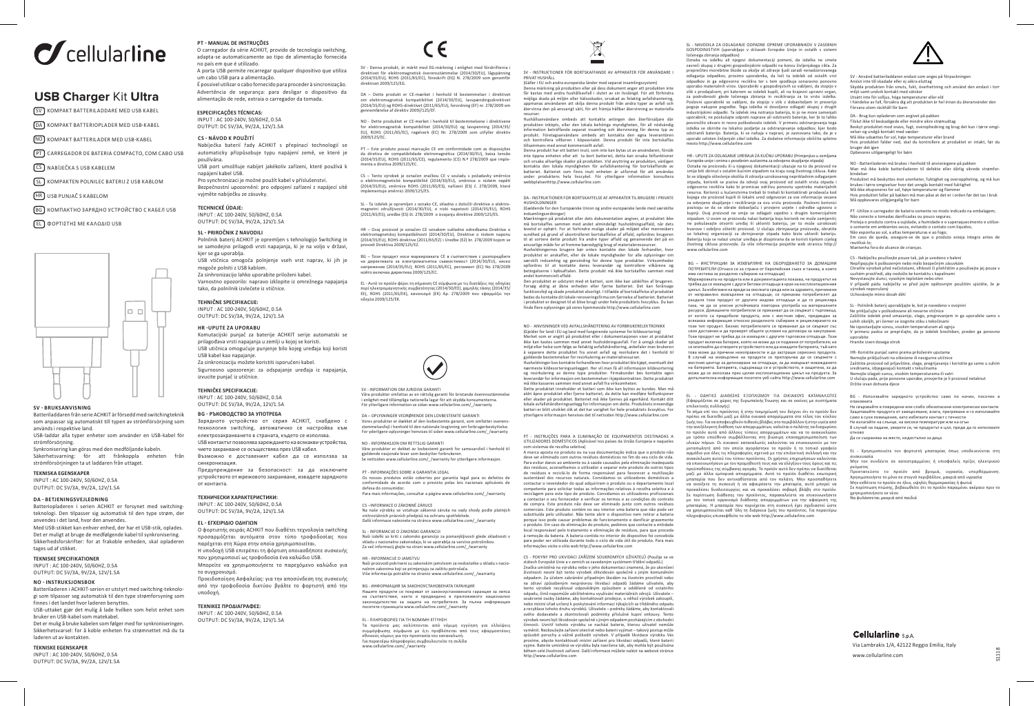# cellularline

## USB Charger Kit Ultra

SV KOMPAKT BATTERILADDARE MED USB KABEL

DA KOMPAKT BATTERIOPLADER MED USB-KABEL

NO KOMPAKT BATTERILADER MED USB-KABEL

PT CARREGADOR DE BATERIA COMPACTO, COM CABO USB

CS NABÍJEČKA S USB KABELEM

SL KOMPAKTEN POLNILEC BATERIJ Z USB KABLOM

HR USB PUNJAČ S KABELOM

BG КОМПАКТНО ЗАРЯДНО УСТРОЙСТВО С КАБЕЛ USB

EL ΦΟΡΤΙΣΤΗΣ ΜΕ ΚΑΛΩΔΙΟ USB

### SV - BRUKSANVISNING

Batteriladdaren från serie ACHKIT är försedd med switchingteknik som anpassar sig automatiskt till typen av strömförsörjning som används i respektive land.

USB-laddar alla typer enheter som använder en USB-kabel för strömförsörjning.

Synkronisering kan göras med den medföljande kabeln.

Säkerhetsvarning: för att frånkoppla enheten från strömförsörjningen ta ut laddaren från uttaget.

#### TEKNISKA EGENSKAPER

INPUT : AC 100-240V, 50/60HZ, 0.5A
OUTPUT: DC 5V/3A, 9V/2A, 12V/1.5A

### DA - BETJENINGSVEJLEDNING

Batteriopladeren i serien ACHKIT er forsynet med switchingteknologi. Den tilpasser sig automatisk til den type strøm, der anvendes i det land, hvor den anvendes.

Med USB-stikket kan enhver enhed, der har et USB-stik, oplades. Det er muligt at bruge de medfølgende kabel til synkronisering.

Sikkerhedsforskrifter: for at frakoble enheden, skal opladeren tages ud af stikket.

#### TEKNISKE SPECIFIKATIONER

INPUT : AC 100-240V, 50/60HZ, 0.5A
OUTPUT: DC 5V/3A, 9V/2A, 12V/1.5A

### NO - INSTRUKSJONSBOK

Batteriladeren i ACHKIT-serien er utstyrt med switching-teknologi som tilpasser seg automatisk til den type strømforsyning som finnes i det landet hvor laderen benyttes.

USB-uttaket gjør det mulig å lade hvilken som helst enhet som bruker en USB-kabel som matekabel.

Det er mulig å bruke kabelen som følger med for synkroniseringen.

Sikkerhetsvarsel: for å koble enheten fra strømnettet må du ta laderen ut av kontakten.

#### TEKNISKE EGENSKAPER

INPUT : AC 100-240V, 50/60HZ, 0.5A
OUTPUT: DC 5V/3A, 9V/2A, 12V/1.5A

### PT - MANUAL DE INSTRUÇÕES

O carregador da série ACHKIT, provido de tecnologia switching, adapta-se automaticamente ao tipo de alimentação fornecida no país em que é utilizado.

A porta USB permite recarregar qualquer dispositivo que utiliza um cabo USB para a alimentação.

É possível utilizar o cabo fornecido para proceder à sincronização.

Advertência de segurança: para desligar o dispositivo da alimentação de rede, extraia o carregador da tomada.

#### ESPECIFICAÇÕES TÉCNICAS:

INPUT : AC 100-240V, 50/60HZ, 0.5A
OUTPUT: DC 5V/3A, 9V/2A, 12V/1.5A

### CS - NÁVOD K POUŽITÍ

Nabíječka baterií řady ACHKIT s přepínací technologií se automaticky přizpůsobuje typu napájení země, ve které je používána.

USB port umožňuje nabíjet jakékoliv zařízení, které používá k napájení kabel USB.

Pro synchronizaci je možné použít kabel v příslušenství.

Bezpečnostní upozornění: pro odpojení zařízení z napájecí sítě vyjměte nabíječku ze zásuvky.

#### TECHNICKÉ ÚDAJE:

INPUT : AC 100-240V, 50/60HZ, 0.5A
OUTPUT: DC 5V/3A, 9V/2A, 12V/1.5A

### SL - PRIROČNIK Z NAVODILI

Polnilnik baterij ACHKIT je opremljen s tehnologijo Switching in se samodejno prilagodi vrsti napajanja, ki je na voljo v državi, kjer se ga uporablja.

USB vtičnica omogoča polnjenje vseh vrst naprav, ki jih je mogoče polniti z USB kablom.

Za sinhronizacijo lahko uporabite priloženi kabel.

Varnostno opozorilo: napravo izklopite iz omrežnega napajanja tako, da polnilnik izvlečete iz vtičnice.

#### TEHNIČNE SPECIFIKACIJE:

INPUT : AC 100-240V, 50/60HZ, 0.5A
OUTPUT: DC 5V/3A, 9V/2A, 12V/1.5A

### HR -UPUTE ZA UPORABU

Komutacijski punjač za baterije ACHKIT serije automatski se prilagođava vrsti napajanja u zemlji u kojoj se koristi.

USB utičnica omogućuje punjenje bilo kojeg uređaja koji koristi USB kabel kao napajanje.

Za sinkronizaciju možete koristiti isporučeni kabel.

Sigurnosno upozorenje: za odspajanje uređaja iz napajanja, izvucite punjač iz utičnice.

#### TEHNIČKE SPECIFIKACIJE:

INPUT : AC 100-240V, 50/60HZ, 0.5A
OUTPUT: DC 5V/3A, 9V/2A, 12V/1.5A

### BG - РЪКОВОДСТВО ЗА УПОТРЕБА

Зарядното устройство от серия ACHKIT, снабдено с технология switching, автоматично се настройва към електрозахранването в страната, където се използва.

USB контактът позволява зареждането на всякакви устройства, чието захранване се осъществява през USB кабел.

Възможно е доставеният кабел да се използва за синхронизация.

Предупреждение за безопасност: за да изключите устройството от мрежовото захранване, извадете зарядното от контакта.

#### ТЕХНИЧЕСКИ ХАРАКТЕРИСТИКИ:

INPUT : AC 100-240V, 50/60HZ, 0.5A
OUTPUT: DC 5V/3A, 9V/2A, 12V/1.5A

### EL - ΕΓΧΕΙΡΙΔΙΟ ΟΔΗΓΙΩΝ

Ο φορτιστής σειράς ACHKIT που διαθέτει τεχνολογία switching προσαρμόζεται αυτόματα στον τύπο τροφοδοσίας που παρέχεται στη Χώρα στην οποία χρησιμοποιείται.

Η υποδοχή USB επιτρέπει τη φόρτιση οποιασδήποτε συσκευής που χρησιμοποιεί ως τροφοδοσία ένα καλώδιο USB.

Μπορείτε να χρησιμοποιήσετε το παρεχόμενο καλώδιο για το συγχρονισμό.

Προειδοποίηση Ασφαλείας: για την αποσύνδεση της συσκευής από την τροφοδοσία δικτύου βγάλτε το φορτιστή από την υποδοχή.

#### ΤΕΧΝΙΚΕΣ ΠΡΟΔΙΑΓΡΑΦΕΣ:

INPUT : AC 100-240V, 50/60HZ, 0.5A
OUTPUT: DC 5V/3A, 9V/2A, 12V/1.5A

CE

SV – Denna produkt, är märkt med EG-märkning i enlighet med förstärkta krav i direktivet för elektromagnetisk överensstämmelse (2014/30/EU), lågspänning (2014/35/EU), ROHS (2011/65/EC), föreskrift (EG) N. 278/2009 som genomför direktivet 2009/125/EG.

DA – Dette produkt er CE-mærket i henhold til bestemmelser i direktivet om elektromagnetisk kompatibilitet (2014/30/EU), lavspændingsdirektivet (2014/35/EU) og ROHS-direktivet (2011/65/EU), forordning (EF) nr. 278/2009 om gennemførelse af direktiv 2009/125/EF.

NO – Dette produktet er CE-merket i henhold til bestemmelsene i direktivene for elektromagnetisk kompatibilitet (2014/30/EU) og lavspenning (2014/35/EU), ROHS (2011/65/EC), regelverk (EC) Nr. 278/2009 som utfyller direktiv 2009/125/EC.

PT – Este produto possui marcação CE em conformidade com as disposições da diretiva de compatibilidade eletromagnética (2014/30/EU), baixa tensão (2014/35/EU), ROHS (2011/65/EC), regulamento (CE) N.º 278/2009 que implementa a diretiva 2009/125/EC.

CS – Tento výrobek je označen značkou CE v souladu s požadavky směrnice o elektromagnetické kompatibilitě (2014/30/EU), směrnice o nízkém napětí (2014/35/EU), směrnice ROHS (2011/65/ES), nařízení (ES) č. 278/2009, které implementuje směrnici 2009/125/ES.

SL - Ta izdelek je opremljen z oznako CE, skladno z določili direktive o elektromagnetni združljivosti (2014/30/EU), o nizki napetosti (2014/35/EU), ROHS (2011/65/ES), uredbe (ES) št. 278/2009 o izvajanju direktive 2009/125/ES.

HR – Ovaj proizvod je označen CE oznakom sukladno odredbama Direktive o elektromagnetskoj kompatibilnosti (2014/30/EU), Direktive o niskom naponu (2014/35/EU), ROHS direktive (2011/65/EZ) i Uredbe (EZ) br. 278/2009 kojom se provodi Direktiva 2009/125/EZ.

BG – Този продукт носи маркировката CE в съответствие с разпоредбите на директивата за електромагнитна съвместимост (2014/30/EU), ниско напрежение (2014/35/EU), ROHS (2011/65/EC), регламент (ЕС) № 278/2009 който включва директива 2009/125/EC.

EL - Αυτό το προϊόν φέρει τη σήμανση CE σύμφωνα με τις διατάξεις της οδηγίας περί ηλεκτρομαγνητικής συμβατότητας (2014/30/ΕΕ), χαμηλής τάσης (2014/35/ΕΕ), ROHS (2011/65/ΕΚ), κανονισμό (ΕΚ) Αρ. 278/2009 που εφαρμόζει την οδηγία 2009/125/ΕΚ.

SV - INFORMATION OM JURIDISK GARANTI
Våra produkter omfattas av en rättslig garanti för bristande överensstämmelse i enlighet med tillämpliga nationella lagar för att skydda konsumenterna.
För ytterligare information se sidan www.cellularline.com/_/warranty

DA – OPLYSNINGER VEDRØRENDE DEN LOVBESTEMTE GARANTI
Vores produkter er dækket af den lovbestemte garanti, som omfatter overensstemmelsesfejl i henhold til den nationale lovgivning om forbrugerbeskyttelse.
For yderligere oplysninger henvises til siden www.cellularline.com/_/warranty

NO - INFORMASJON OM RETTSLIG GARANTI
Våre produkter er dekket av lovbestemt garanti for samsvarsfeil i henhold til gjeldende nasjonale lover som beskytter forbrukeren.
Se nettsiden www.cellularline.com/_/warranty for ytterligere informasjon.

PT - INFORMAÇÕES SOBRE A GARANTIA LEGAL
Os nossos produtos estão cobertos por garantia legal para os defeitos de conformidade de acordo com o previsto pelas leis nacionais aplicáveis de defesa do consumidor.
Para mais informações, consultar a página www.cellularline.com/_/warranty

CS –INFORMACE O ZÁKONNÉ ZÁRUCE
Na naše výrobky se vztahuje zákonná záruka na vady shody podle platných vnitrostátních právních předpisů na ochranu spotřebitele.
Další informace naleznete na stránce www.cellularline.com/_/warranty

SL - INFORMACIJE O ZAKONSKI GARANCIJI
Naši izdelki so krite z zakonsko garancijo za pomanjkljivosti glede skladnosti v skladu z nacionalno zakonodajo, ki se uporablja za varstvo potrošnikov.
Za več informacij glejte na strani www.cellularline.com/_/warranty

HR - INFORMACIJE O JAMSTVU
Naši proizvodi pokriveni su zakonskim jamstvom za nedostatke u skladu s nacionalnim zakonima koji se primjenjuju za zaštitu potrošača.
Više informacija potražite na stranici www.cellularline.com/_/warranty

BG - ИНФОРМАЦИЯ ЗА ЗАКОНОУСТАНОВЕНАТА ГАРАНЦИЯ
Нашите продукти се покриват от законоустановената гаранция за липса на съответствие, както е предвидено в приложимото национално законодателство за защита на потребителя. За пълна информация посетете страницата www.cellularline.com/_/warranty

EL - ΠΛΗΡΟΦΟΡΙΕΣ ΓΙΑ ΤΗ ΝΟΜΙΜΗ ΕΓΓΥΗΣΗ
Τα προϊόντα μας καλύπτονται από νόμιμη εγγύηση για ελλείψεις συμμόρφωσης σύμφωνα με ό,τι προβλέπεται από τους εφαρμοστέους εθνικούς νόμους για την προστασία του καταναλωτή.
Για περαιτέρω πληροφορίες συμβουλευτείτε τη σελίδα www.cellularline.com/_/warranty

SV - INSTRUKTIONER FÖR BORTSKAFFANDE AV APPARATER FÖR ANVÄNDARE I PRIVAT HUSHÅLL
(Gäller i EU och andra europeiska länder med separat insamlingssystem)
Denna märkning på produkten eller på dess dokument anger att produkten inte får kastas med andra hushållsavfall i slutet av sin livslängd. För att förhindra möjliga skada på miljön eller hälsoskador, orsakad av felaktig avfallshantering, uppmanas användaren att skilja denna produkt från andra typer av avfall och återvinna den på ansvarsfullt sätt, för att främja hållbar återvinning av materiella resurser.
Hushållsanvändare ombeds att kontakta antingen den återförsäljare där produkten inköpts, eller den lokala behöriga myndigheten, för all nödvändig information beträffande separat insamling och återvinning för denna typ av produkt. Företagsanvändare ombeds att kontakta den egna leverantören och kontrollera villkoren i köpeavtalet. Denna produkt får inte bortskaffas tillsammans med annat kommersiellt avfall.
Denna produkt har ett batteri inuti, som inte kan bytas ut av användaren, försök inte öppna enheten eller att ta bort batteriet, detta kan orsaka felfunktioner och orsaka allvarliga skador på produkten. Vid avyttring av produkten, vänligen kontakta den lokala myndigheten för avfallshantering för bortskaffande av batteriet. Batteriet som finns inuti enheten är utformat för att användas under produktens hela livscykel. För ytterligare information konsultera webbplatsenhttp://www.cellularline.com

DA - INSTRUKTIONER FOR BORTSKAFFELSE AF APPARATER TIL BRUGERE I PRIVATE HUSHOLDNINGER
(Gældende for den Europæiske Union og andre europæiske lande med særskilte indsamlingsordninger)
Mærkningen på produktet eller dets dokumentation angiver, at produktet ikke må bortskaffes sammen med andet almindeligt husholdningsaffald, når dets levetid er ophørt. For at forhindre mulige skader på miljøet eller menneskers sundhed på grund af ukontrolleret bortskaffelse af affald, opfordres brugeren til at sortere dette produkt fra andre typer affald og genanvende det på en ansvarlige måde for at fremme bæredygtig brug af materialeressourcer.
Husholdningernes brugere bør enten kontakte den lokale forhandler, hvor produktet er anskaffet, eller de lokale myndigheder for alle oplysninger om særskilt indsamling og genvinding for denne type produkter. Virksomheder opfordres til at kontakte deres leverandør og kontrollere vilkårene og betingelserne i købsaftalen. Dette produkt må ikke bortskaffes sammen med andet kommercielt affald.
Den produktet er udstyret med et batteri, som ikke kan udskiftes af brugeren. Forsøg aldrig at åbne enheden eller fjerne batteriet. Det kan forårsage funktionsfejl og skade produktet alvorligt. I tilfælde af bortskaffelse af produktet bedes du kontakte dit lokale renovationsfirma om fjernelse af batteriet. Batteriet i produktet er designet til at blive brugt under hele produktets livscyklus. Du kan finde flere oplysninger på vores hjemmeside http://www.cellularline.com

NO - ANVISNINGER VED AVFALLSHÅNDTERING AV FORBRUKERELEKTRONIKK
(Gjelder for land i EU og land med fungerende systemer for kildesortering)
Merket som er angitt på produktet eller i dokumentasjonen viser at produktet ikke kan kastes sammen med annet husholdningsavfall. For å unngå skader på miljøet eller helse som følge av feilaktig avfallshåndtering, anbefaler man brukeren å separere dette produktet fra annet avfall og resirkulere det i henhold til gjeldende bestemmelser for resirkulering av materialressurser.
Husholdninger bes kontakte forhandleren hvor produktet ble kjøpt, eventuelt det nærmeste kildesorteringsanlegget. Her vil man få all informasjon kildesortering og resirkulering av denne type produkter. Firmakunder bes kontakte egen leverandør for informasjon om bestemmelser i kjøpskontrakten. Dette produktet må ikke kasseres sammen med annet avfall fra virksomheten.
Dette produktet inneholder et batteri som ikke kan byttes av kunden. Man må aldri åpne produktet eller fjerne batteriet, da dette kan medføre feilfunksjoner eller skader på produktet. Batteriet må ikke fjernes på egenhånd. Kontakt ditt lokale avfallshåndteringsanlegg for informasjon om dette. Produktets innvendige batteri er blitt utviklet slik at det har varighet for hele produktets livssyklus. For ytterligere informasjon henvises det til nettsiden http://www.cellularline.com

PT - INSTRUÇÕES PARA A ELIMINAÇÃO DE EQUIPAMENTOS DESTINADAS A UTILIZADORES DOMÉSTICOS (Aplicável nos países da União Europeia e naqueles com sistemas de recolha seletiva)
A marca aposta no produto ou na sua documentação indica que o produto não deve ser eliminado com outros resíduos domésticos no fim do seu ciclo de vida. Para evitar danos ao ambiente ou à saúde causados pela eliminação inadequada dos resíduos, aconselhamos o utilizador a separar este produto do outros tipos de resíduos e recicla-lo de forma responsável para favorecer a reutilização sustentável dos recursos naturais. Convidamos os utilizadores domésticos a contactar o revendedor do qual adquiriram o produto ou o departamento local competente para solicitar todas as informações relativas à recolha seletiva e à reciclagem para este tipo de produto. Convidamos os utilizadores profissionais a contactar o seu fornecedor e verificar os termos e as condições do contrato de compra. Este produto não deve ser eliminado juntos com outros resíduos comerciais. Este produto contém no seu interior uma bateria que não pode ser substituída pelo utilizador. Não tente abrir o dispositivo nem retirar a bateria porque isso pode causar problemas de funcionamento e danificar gravemente o produto. Em caso de eliminação do produto, pedimos que contacte a entidade local responsável pelo tratamento e eliminação de resíduos, para que proceda à remoção da bateria. A bateria contida no interior do dispositivo foi concebida para ser utilizada durante todo o ciclo de vida útil do produto. Para mais informações visite o site http://www.cellularline.com

CS - POKYNY PRO UKLIDACI ZAŘÍZENÍ SOUKROMÝCH UŽIVATELŮ (Použije se ve státech Evropské Unie a v zemích se zavedeným systémem třídění odpadů.)
Značka umístěná na výrobku nebo v jeho dokumentaci znamená, že po ukončení životnosti nesmí být tento výrobek zlikvidován společně s jiným komunálním odpadem. Za účelem zabránění případným škodám na životním prostředí nebo na zdraví způsobeným nesprávnou likvidací odpadů žádáme uživatele, aby tento výrobek recykloval odpovědným způsobem a odděleně od ostatního odpadu, čímž napomůže udržitelnému využívání materiálních zdrojů. Uživatele – soukromé osoby žádáme, aby kontaktovali prodejce, u něhož výrobek zakoupili, nebo místní úřad určený k poskytování informací týkajících se třídění odpadu a recyklace tohoto druhu výrobků. Uživatele – podniky žádáme, aby kontaktovali svého dodavatele a zkontrolovali podmínky příslušné kupní smlouvy. Tento výrobek nesmí být likvidován společně s jiným odpadem pocházejícím z obchodní činnosti. Uvnitř tohoto výrobku se nachází baterie, kterou uživatel nemůže vyměnit. Nezkoušejte zařízení otevírat nebo baterii vyjímat – takový postup může způsobit poruchy a vážně poškodit výrobek. V případě likvidace výrobku Vás prosíme, abyste kontaktovali místní zařízení pro likvidaci odpadů, které baterii vyjme. Baterie umístěná ve výrobku byla navržena tak, aby mohla být používána během celé životnosti zařízení. Další informace můžete naleznout na webové stránce http://www.cellularline.com

SL - NAVODILA ZA ODLAGANJE ODPADNE OPREME UPORABNIKOV V ZASEBNIH GOSPODINJSTVIH (uporabljajo v državah Evropske Unije in ostalih s sistemi ločenega zbiranja odpadkov)
Oznaka na izdelku ali njegovi dokumentaciji pomeni, da izdelka ne smete zavreči skupaj z drugimi gospodinjskimi odpadki na koncu življenjskega cikla. Za preprečitev morebitne škode za okolje ali zdravje ljudi zaradi nenadzorovanega odlaganja odpadkov, prosimo uporabnike, da loči ta izdelek od ostalih vrst odpadkov in ga odgovorno reciklira ter s tem spodbuja ponovno uporabo materialnih virov. Uporabniki v gospodinjstvih so vabljeni, da stopijo v stik s prodajalcem, pri katerem so izdelek kupili, ali na krajevni upravni organ, za podrobnosti glede ločenega zbiranja in recikliranja za to vrsto izdelka. Poslovni uporabniki so vabljeni, da stopijo v stik z dobaviteljem in preverijo pogoje nakupne pogodbe. Tega izdelka ni dovoljeno odlagati skupaj z drugimi industrijskimi odpadki. Ta izdelek ima notranjo baterijo, ki jo ne more zamenjati uporabnik; ne poskušajte odpreti naprave ali odstraniti baterije, ker bi to lahko povzročilo okvaro in resno poškodovalo izdelek. V primeru odstranjevanja tega izdelka se obrnite na lokalno podjetje za odstranjevanje odpadkov, kjer bodo odstranili baterijo. Baterija, ki se nahaja v napravi, je zasnovana tako, da je v uporabi celoten življenjski cikel izdelka. Za dodatne informacije obiščite spletno mesto http://www.cellularline.com

HR - UPUTE ZA ODLAGANJE UREĐAJA ZA KUĆNU UPORABU (Primjenjivo u zemljama Europske unije i onima s posebnim sustavima za odvojeno skupljanje otpada)
Oznaka na proizvodu ili u njegovoj dokumentaciji ukazuje na to da proizvod ne smije biti zbrinut s ostalim kućnim otpadom na kraju svog životnog ciklusa. Kako bi se izbjeglo oštećenje okoliša ili zdravlja uzrokovanog nepriklađnim odlaganjem otpada, korisnik se poziva da odvoji ovaj proizvod od ostalih vrsta otpada i odgovorno reciklira kako bi promicao održivu ponovnu upotrebu materijalnih resursa. Korisnici u kućanstvima trebali bi trebali bi kontaktirati prodavača kod kojega se proizvod kupili ili lokalni ured odgovoran za sve informacije vezane za odvojeno skupljanje i recikliranje za ovu vrstu proizvoda. Poslovni korisnici pozivaju se da se obrate dobavljaču i provjere uvjete i odredbe ugovora o kupnji. Ovaj proizvod ne smije se odlagati zajedno s drugim komercijalnim otpadom. U ovom se proizvodu nalazi baterija koju korisnik ne može zamijeniti; ne pokušavajte otvoriti uređaj ili ukloniti bateriju, jer to može uzrokovati kvarove i ozbiljno oštetiti proizvod. U slučaju zbrinjavanja proizvoda, obratite se lokalnoj organizaciji za zbrinjavanje otpada kako biste uklonili bateriju. Baterija koja se nalazi unutar uređaja je dizajnirana da se koristi tijekom cijelog životnog ciklusa proizvoda. Za više informacija posjetite web stranicu http://www.cellularline.com

BG – ИНСТРУКЦИИ ЗА ИЗХВЪРЛЯНЕ НА ОБОРУДВАНЕТО ЗА ДОМАШНИ ПОТРЕБИТЕЛИ (Отнася се за страни от Европейския съюз и такива, в които има система за разделно събиране на отпадъци)
Маркировката на продукта или в документацията показва, че продуктът не трябва да се изхвърля с други битови отпадъци в края на експлоатационния цикъл. За избягване на вреди за околната среда или за здравето, причинени от неправилно изхвърляне на отпадъци, се приканва потребителят да раздели този продукт от другите видове отпадъци и да го рециклира така, че да се улесни устойчивата повторна употреба на материалните ресурси. Домашните потребители се приканват да се свържат с търговеца, от когото са придобили продукта, или с местния офис, предвиден за всякаква информация относно разделното събиране и рециклирането на този тип продукт. Бизнес потребителите се приканват да се свържат със своя доставчик и да проверят общите условия на договора за закупуване. Този продукт не трябва да се изхвърля с други търговски отпадъци. Този продукт включва батерия, която не може да се подменя от потребителя; не се опитвайте да отворите устройството или да извадите батерията, тъй като това може да причини неизправности и да загуби сериозно продукта. В случай на изхвърляне на продукта се препоръчва да се свържете с местния център за депониране на отпадъци, за да извършат изваждането на батерията. Батерията, съдържаща се в устройството, е проектирана, за да може да се използва през целия експлоатационен цикъл на продукта. За допълнителна информация посетете уеб сайта http://www.cellularline.com

EL - ΟΔΗΓΙΕΣ ΔΙΑΘΕΣΗΣ ΕΞΟΠΛΙΣΜΟΥ ΓΙΑ ΟΙΚΙΑΚΟΥΣ ΚΑΤΑΝΑΛΩΤΕΣ (Εφαρμόζεται σε χώρες της Ευρωπαϊκής Ένωσης και σε εκείνες με συστήματα επιλεκτικής συλλογής)
Το σήμα επί του προϊόντος ή στην τεκμηρίωσή του δείχνει ότι το προϊόν δεν πρέπει να διατεθεί μαζί με άλλα οικιακά απορρίμματα στο τέλος του κύκλου ζωής του. Για να αποφευχθούν πιθανές βλάβες στο περιβάλλον ή στην υγεία από την ανεξέλεγκτη διάθεση των απορριμμάτων, καλείται ο χρήστης να διαχωρίσει το προϊόν αυτό από άλλους τύπους απορριμμάτων και να το ανακυκλώσει με τρόπο υπεύθυνο συμβάλλοντας στη βιώσιμη επαναχρησιμοποίηση των υλικών πόρων. Οι οικιακοί καταναλωτές καλούνται να επικοινωνούν με τον μεταπωλητή από τον οποίο αγοράστηκε το προϊόν ή το τοπικό γραφείο αρμόδιο για όλες τις πληροφορίες σχετικά με την επιλεκτική συλλογή και την ανακύκλωση αυτού του τύπου προϊόντος. Οι χρήστες επιχειρήσεων καλούνται να επικοινωνήσουν με τον προμηθευτή τους και να ελέγξουν τους όρους και τις προϋποθέσεις της σύμβασης αγοράς. Το προϊόν αυτό δεν πρέπει να διατεθεί μαζί με άλλα εμπορικά απορρίμματα. Αυτό το προϊόν διαθέτει εσωτερική μπαταρία που δεν αντικαθίσταται από τον χρήστη. Μην προσπαθήσετε να ανοίξετε τη συσκευή ή να αφαιρέσετε την μπαταρία, αυτό μπορεί να προκαλέσει δυσλειτουργίες και να προκαλέσει σοβαρή βλάβη στο προϊόν. Σε περίπτωση διάθεσης του προϊόντος, παρακαλούμε να επικοινωνήσετε με τον τοπικό οργανισμό διάθεσης απορριμμάτων για την αφαίρεση της μπαταρίας. Η μπαταρία που περιέχεται στη συσκευή έχει σχεδιαστεί ώστε να χρησιμοποιείται καθ' όλη τη διάρκεια ζωής του προϊόντος. Για περαιτέρω πληροφορίες επισκεφθείτε το site web http://www.cellularline.com

SV - Använd batteriladdaren endast som anges på förpackningen
Anslut inte till skadade eller ej säkra eluttag
Skydda produkten från smuts, fukt, överhettning och använd den endast i torr miljö samt undvik kontakt med vätskor
Utsätt inte för solljus, höga temperaturer eller eld
I händelse av fall, försäkra dig att produkten är hel innan du återanvänder den
Förvara utom räckhåll för barn

DA - Brug kun opladeren som angivet på pakken
Tilslut ikke til skadede eller mindre sikre stikkontakter
Beskyt produktet mod snavs, fugt, overophedning og brug det kun i tørre omgivelser og undgå kontakt med væsker
Må ikke udsættes for sol, høje temperaturer og flammer
Hvis produktet falder ned, skal du kontrollere at produktet er intakt, før du bruger det igen
Opbevares utilgængeligt for børn

NO - Batteriladeren må brukes i henhold til anvisningene på pakken
Man må ikke koble batteriladeren til defekte eller dårlig sikrede strømforbindelser
Produktet må beskyttes mot urenheter, fuktighet og overoppheting, og må kun brukes i tørre omgivelser hvor det unngås kontakt med fuktighet
Må ikke eksponeres for sol, høye temperaturer og flammer
Hvis produktet faller på bakken må man påse at det er i orden før det tas i bruk
Må oppbevares utilgjengelig for barn

PT - Utilize o carregador de bateria somente no modo indicado na embalagem;
Não conecte a tomadas danificadas ou pouco seguras;
Proteja o produto contra a sujidade, a humidade e o superaquecimento e utilize-o somente em ambientes secos, evitando o contato com líquidos;
Não exponha ao sol, a altas temperaturas e ao fogo;
Em caso de queda, assegure-se de que o produto esteja íntegro antes de reutilizá-lo;
Mantenha fora do alcance de crianças.

CS - Nabíječku používejte pouze tak, jak je uvedeno v balení
Nepřipojujte k poškozeným nebo málo bezpečným zásuvkám
Chraňte výrobek před nečistotami, vlhkostí či přehřátím a používejte jej pouze v suchém prostředí, aby nedošlo ke kontaktu s kapalinami
Nevystavujte slunci, vysokým teplotám nebo ohni
V případě pádu nabíječky se před jejím opětovným použitím ujistěte, že je výrobek neporušený
Uchovávejte mimo dosah dětí

SL - Polnilnik baterij uporabljajte le, kot je navedeno v ovojnini
Ne priključujte v poškodovane ali nevarne vtičnice
Zaščitite izdelek pred umazanijo, vlago, pregrevanjem in ga uporabite samo v suhih okoljih, pri čemer se izogibite stiku s tekočinami
Ne izpostavljajte soncu, visokim temperaturam ali ognju
V primeru padca se prepričajte, da je izdelek brezhiben, preden ga ponovno uporabite
Hranite izven dosega otrok

HR- Koristite punjač samo prema priloženim uputama
Nemojte priključivati na oštećene ili nesigurne utičnice
Zaštitite proizvod od prljavštine, vlage, pregrijavanja i koristite ga samo u suhim sredinama, izbjegavajući kontakt s tekućinama
Nemojte izlagati suncu, visokim temperaturama ili vatri
U slučaju pada, prije ponovne uporabe, provjerite je li proizvod netaknut
Držite izvan dohvata djece

BG - Използвайте зарядното устройство само по начин, посочен в опаковката
Не свързвайте в повредени или слабо обезопасени електрически контакти
Защитавайте продукта от замърсяване, влага, прегряване и го използвайте само в сухи помещения, като избягвате контакт с течности
Не излагайте на слънце, на високи температури или на огън
В случай на падане, уверете се, че продуктът е цял, преди да го използвате отново
Да се съхранява на място, недостъпно за деца

EL - Χρησιμοποιείτε τον φορτιστή μπαταρίας όπως υποδεικνύεται στη συσκευασία
Μην τον συνδέετε σε κατεστραμμένες ή επισφαλείς πρίζες ηλεκτρικού ρεύματος
Προστατεύστε το προϊόν από βρωμιά, υγρασία, υπερθέρμανση. Χρησιμοποιήστε το μόνο σε στεγνά περιβάλλον, μακριά από υγρασία
Μην εκθέτετε το προϊόν σε ήλιο, υψηλές θερμοκρασίες ή φωτιά
Σε περίπτωση πτώσης, βεβαιωθείτε ότι το προϊόν παραμένει ακέραιο πριν το χρησιμοποιήσετε ξανά
Να φυλάσσεται μακριά από παιδιά

**Cellularline S.p.A.**
Via Lambrakis 1/A, 42122 Reggio Emilia, Italy
www.cellularline.com

S1118